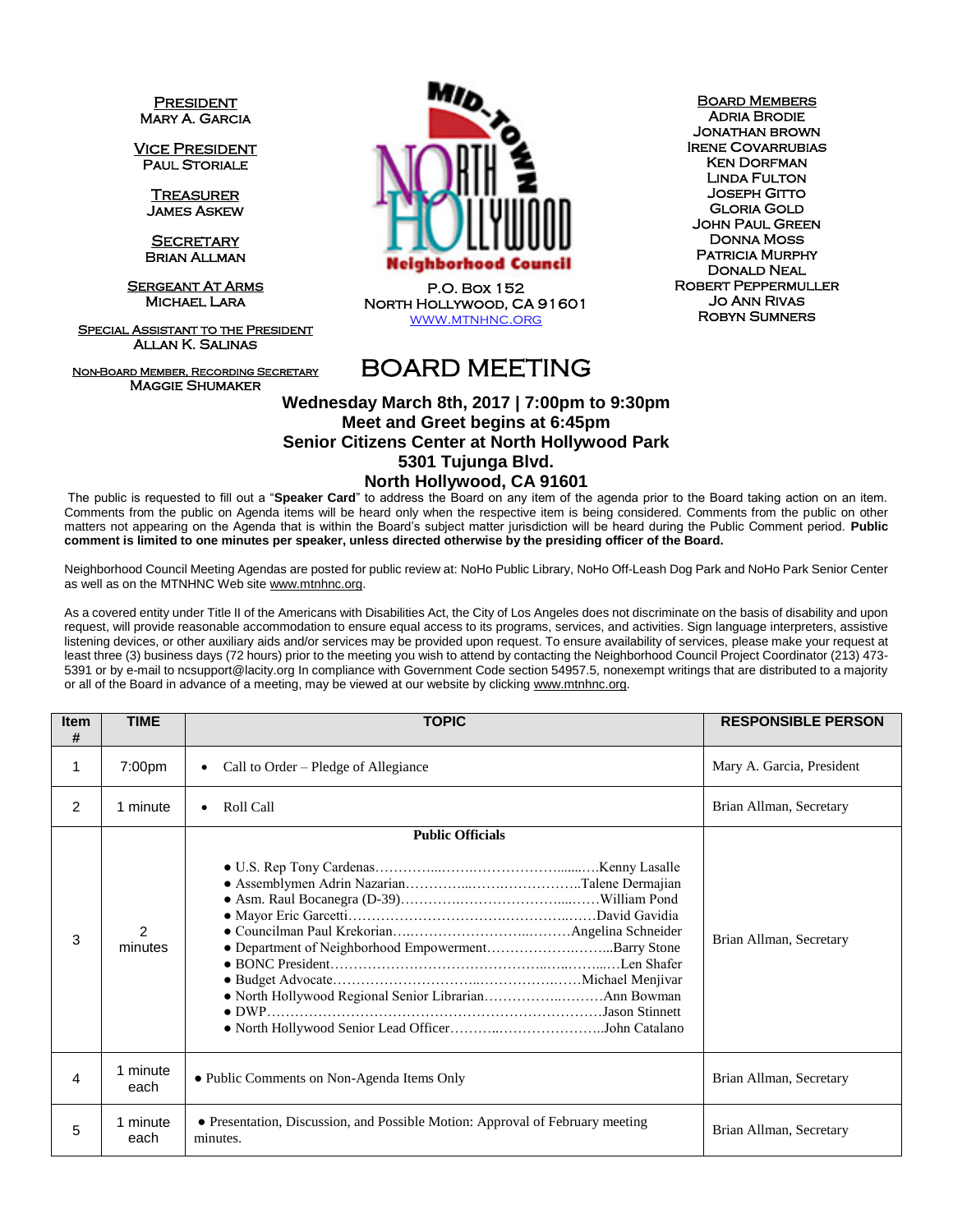**PRESIDENT**
MARY A. GARCIA

**VICE PRESIDENT**
PAUL STORIALE

**TREASURER**
JAMES ASKEW

**SECRETARY**
BRIAN ALLMAN

**SERGEANT AT ARMS**
MICHAEL LARA

**SPECIAL ASSISTANT TO THE PRESIDENT**
ALLAN K. SALINAS

**NON-BOARD MEMBER, RECORDING SECRETARY**
MAGGIE SHUMAKER

MID-TOWN NORTH HOLLYWOOD
Neighborhood Council

P.O. BOX 152
NORTH HOLLYWOOD, CA 91601
WWW.MTNHNC.ORG

**BOARD MEMBERS**
ADRIA BRODIE
JONATHAN BROWN
IRENE COVARRUBIAS
KEN DORFMAN
LINDA FULTON
JOSEPH GITTO
GLORIA GOLD
JOHN PAUL GREEN
DONNA MOSS
PATRICIA MURPHY
DONALD NEAL
ROBERT PEPPERMULLER
JO ANN RIVAS
ROBYN SUMNERS

# BOARD MEETING

**Wednesday March 8th, 2017 | 7:00pm to 9:30pm**
**Meet and Greet begins at 6:45pm**
**Senior Citizens Center at North Hollywood Park**
**5301 Tujunga Blvd.**
**North Hollywood, CA 91601**

The public is requested to fill out a "**Speaker Card**" to address the Board on any item of the agenda prior to the Board taking action on an item. Comments from the public on Agenda items will be heard only when the respective item is being considered. Comments from the public on other matters not appearing on the Agenda that is within the Board's subject matter jurisdiction will be heard during the Public Comment period. **Public comment is limited to one minutes per speaker, unless directed otherwise by the presiding officer of the Board.**

Neighborhood Council Meeting Agendas are posted for public review at: NoHo Public Library, NoHo Off-Leash Dog Park and NoHo Park Senior Center as well as on the MTNHNC Web site www.mtnhnc.org.

As a covered entity under Title II of the Americans with Disabilities Act, the City of Los Angeles does not discriminate on the basis of disability and upon request, will provide reasonable accommodation to ensure equal access to its programs, services, and activities. Sign language interpreters, assistive listening devices, or other auxiliary aids and/or services may be provided upon request. To ensure availability of services, please make your request at least three (3) business days (72 hours) prior to the meeting you wish to attend by contacting the Neighborhood Council Project Coordinator (213) 473-5391 or by e-mail to ncsupport@lacity.org In compliance with Government Code section 54957.5, nonexempt writings that are distributed to a majority or all of the Board in advance of a meeting, may be viewed at our website by clicking www.mtnhnc.org.

| Item # | TIME | TOPIC | RESPONSIBLE PERSON |
|---|---|---|---|
| 1 | 7:00pm | • Call to Order – Pledge of Allegiance | Mary A. Garcia, President |
| 2 | 1 minute | • Roll Call | Brian Allman, Secretary |
| 3 | 2 minutes | **Public Officials**<br>• U.S. Rep Tony Cardenas……………Kenny Lasalle<br>• Assemblymen Adrin Nazarian……………Talene Dermajian<br>• Asm. Raul Bocanegra (D-39)……………William Pond<br>• Mayor Eric Garcetti……………David Gavidia<br>• Councilman Paul Krekorian……………Angelina Schneider<br>• Department of Neighborhood Empowerment……………Barry Stone<br>• BONC President……………Len Shafer<br>• Budget Advocate……………Michael Menjivar<br>• North Hollywood Regional Senior Librarian……………Ann Bowman<br>• DWP……………Jason Stinnett<br>• North Hollywood Senior Lead Officer……………John Catalano | Brian Allman, Secretary |
| 4 | 1 minute each | • Public Comments on Non-Agenda Items Only | Brian Allman, Secretary |
| 5 | 1 minute each | • Presentation, Discussion, and Possible Motion: Approval of February meeting minutes. | Brian Allman, Secretary |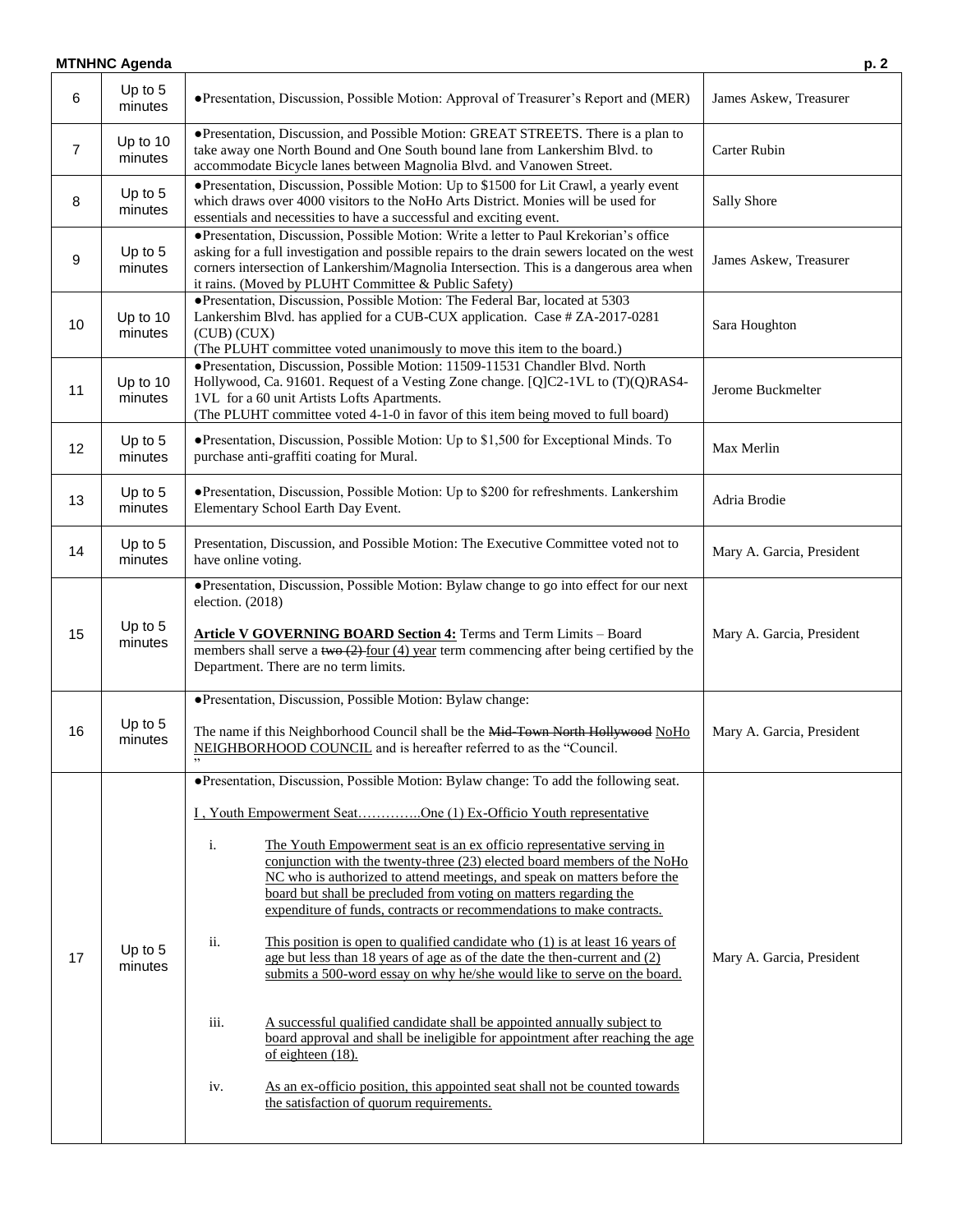| 6 | Up to 5 minutes | ●Presentation, Discussion, Possible Motion: Approval of Treasurer's Report and (MER) | James Askew, Treasurer |
|---|---|---|---|
| 7 | Up to 10 minutes | ●Presentation, Discussion, and Possible Motion: GREAT STREETS. There is a plan to take away one North Bound and One South bound lane from Lankershim Blvd. to accommodate Bicycle lanes between Magnolia Blvd. and Vanowen Street. | Carter Rubin |
| 8 | Up to 5 minutes | ●Presentation, Discussion, Possible Motion: Up to $1500 for Lit Crawl, a yearly event which draws over 4000 visitors to the NoHo Arts District. Monies will be used for essentials and necessities to have a successful and exciting event. | Sally Shore |
| 9 | Up to 5 minutes | ●Presentation, Discussion, Possible Motion: Write a letter to Paul Krekorian's office asking for a full investigation and possible repairs to the drain sewers located on the west corners intersection of Lankershim/Magnolia Intersection. This is a dangerous area when it rains. (Moved by PLUHT Committee & Public Safety) | James Askew, Treasurer |
| 10 | Up to 10 minutes | ●Presentation, Discussion, Possible Motion: The Federal Bar, located at 5303 Lankershim Blvd. has applied for a CUB-CUX application. Case # ZA-2017-0281 (CUB) (CUX)<br>(The PLUHT committee voted unanimously to move this item to the board.) | Sara Houghton |
| 11 | Up to 10 minutes | ●Presentation, Discussion, Possible Motion: 11509-11531 Chandler Blvd. North Hollywood, Ca. 91601. Request of a Vesting Zone change. [Q]C2-1VL to (T)(Q)RAS4-1VL for a 60 unit Artists Lofts Apartments.<br>(The PLUHT committee voted 4-1-0 in favor of this item being moved to full board) | Jerome Buckmelter |
| 12 | Up to 5 minutes | ●Presentation, Discussion, Possible Motion: Up to $1,500 for Exceptional Minds. To purchase anti-graffiti coating for Mural. | Max Merlin |
| 13 | Up to 5 minutes | ●Presentation, Discussion, Possible Motion: Up to $200 for refreshments. Lankershim Elementary School Earth Day Event. | Adria Brodie |
| 14 | Up to 5 minutes | Presentation, Discussion, and Possible Motion: The Executive Committee voted not to have online voting. | Mary A. Garcia, President |
| 15 | Up to 5 minutes | ●Presentation, Discussion, Possible Motion: Bylaw change to go into effect for our next election. (2018)<br><br>**Article V GOVERNING BOARD Section 4:** Terms and Term Limits – Board members shall serve a ~~two (2)~~ <u>four (4) year</u> term commencing after being certified by the Department. There are no term limits. | Mary A. Garcia, President |
| 16 | Up to 5 minutes | ●Presentation, Discussion, Possible Motion: Bylaw change:<br><br>The name if this Neighborhood Council shall be the ~~Mid-Town North Hollywood~~ <u>NoHo NEIGHBORHOOD COUNCIL</u> and is hereafter referred to as the "Council." | Mary A. Garcia, President |
| 17 | Up to 5 minutes | ●Presentation, Discussion, Possible Motion: Bylaw change: To add the following seat.<br><br><u>I , Youth Empowerment Seat…………..One (1) Ex-Officio Youth representative</u><br><br>i. <u>The Youth Empowerment seat is an ex officio representative serving in conjunction with the twenty-three (23) elected board members of the NoHo NC who is authorized to attend meetings, and speak on matters before the board but shall be precluded from voting on matters regarding the expenditure of funds, contracts or recommendations to make contracts.</u><br><br>ii. <u>This position is open to qualified candidate who (1) is at least 16 years of age but less than 18 years of age as of the date the then-current and (2) submits a 500-word essay on why he/she would like to serve on the board.</u><br><br>iii. <u>A successful qualified candidate shall be appointed annually subject to board approval and shall be ineligible for appointment after reaching the age of eighteen (18).</u><br><br>iv. <u>As an ex-officio position, this appointed seat shall not be counted towards the satisfaction of quorum requirements.</u> | Mary A. Garcia, President |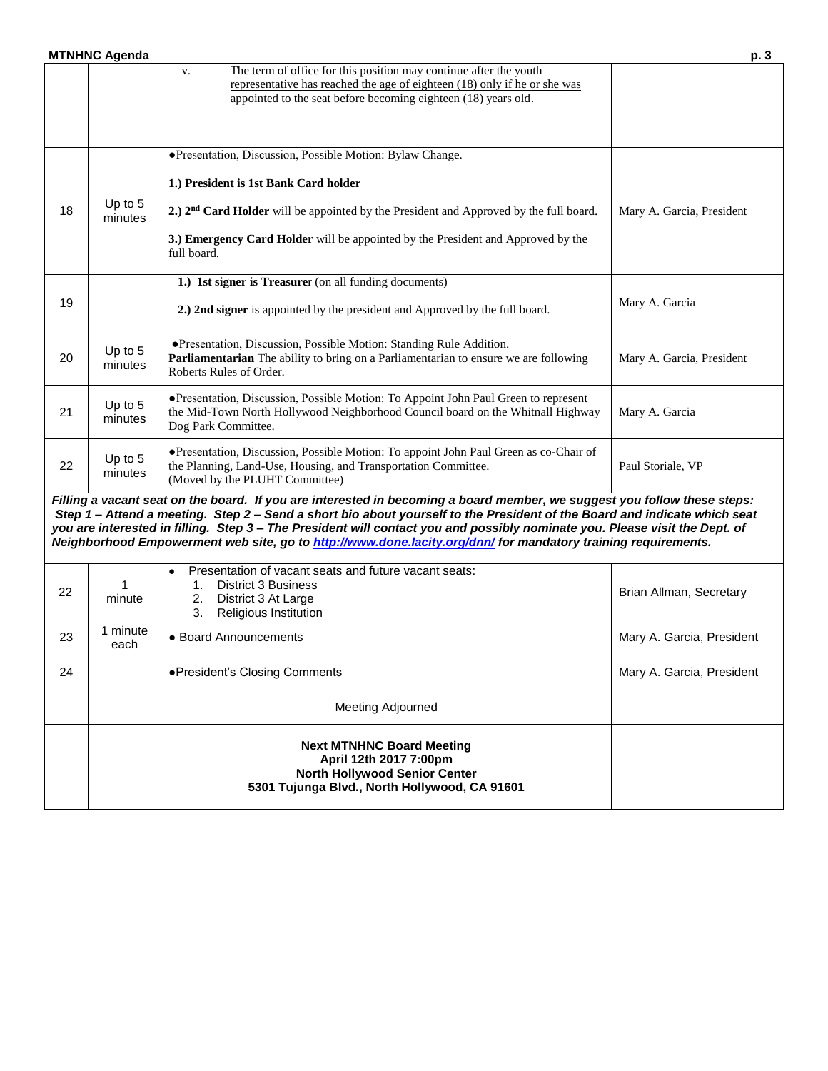| | | | |
|---|---|---|---|
| | | v. The term of office for this position may continue after the youth representative has reached the age of eighteen (18) only if he or she was appointed to the seat before becoming eighteen (18) years old. | |
| 18 | Up to 5 minutes | •Presentation, Discussion, Possible Motion: Bylaw Change.<br><br>**1.) President is 1st Bank Card holder**<br><br>**2.) 2nd Card Holder** will be appointed by the President and Approved by the full board.<br><br>**3.) Emergency Card Holder** will be appointed by the President and Approved by the full board. | Mary A. Garcia, President |
| 19 | | **1.) 1st signer is Treasure**r (on all funding documents)<br><br>**2.) 2nd signer** is appointed by the president and Approved by the full board. | Mary A. Garcia |
| 20 | Up to 5 minutes | •Presentation, Discussion, Possible Motion: Standing Rule Addition.<br>**Parliamentarian** The ability to bring on a Parliamentarian to ensure we are following Roberts Rules of Order. | Mary A. Garcia, President |
| 21 | Up to 5 minutes | •Presentation, Discussion, Possible Motion: To Appoint John Paul Green to represent the Mid-Town North Hollywood Neighborhood Council board on the Whitnall Highway Dog Park Committee. | Mary A. Garcia |
| 22 | Up to 5 minutes | •Presentation, Discussion, Possible Motion: To appoint John Paul Green as co-Chair of the Planning, Land-Use, Housing, and Transportation Committee.<br>(Moved by the PLUHT Committee) | Paul Storiale, VP |

***Filling a vacant seat on the board. If you are interested in becoming a board member, we suggest you follow these steps: Step 1 – Attend a meeting. Step 2 – Send a short bio about yourself to the President of the Board and indicate which seat you are interested in filling. Step 3 – The President will contact you and possibly nominate you. Please visit the Dept. of Neighborhood Empowerment web site, go to [http://www.done.lacity.org/dnn/](http://www.done.lacity.org/dnn/) for mandatory training requirements.***

| | | | |
|---|---|---|---|
| 22 | 1 minute | • Presentation of vacant seats and future vacant seats:<br>1. District 3 Business<br>2. District 3 At Large<br>3. Religious Institution | Brian Allman, Secretary |
| 23 | 1 minute each | • Board Announcements | Mary A. Garcia, President |
| 24 | | •President's Closing Comments | Mary A. Garcia, President |
| | | Meeting Adjourned | |
| | | **Next MTNHNC Board Meeting**<br>**April 12th 2017 7:00pm**<br>**North Hollywood Senior Center**<br>**5301 Tujunga Blvd., North Hollywood, CA 91601** | |